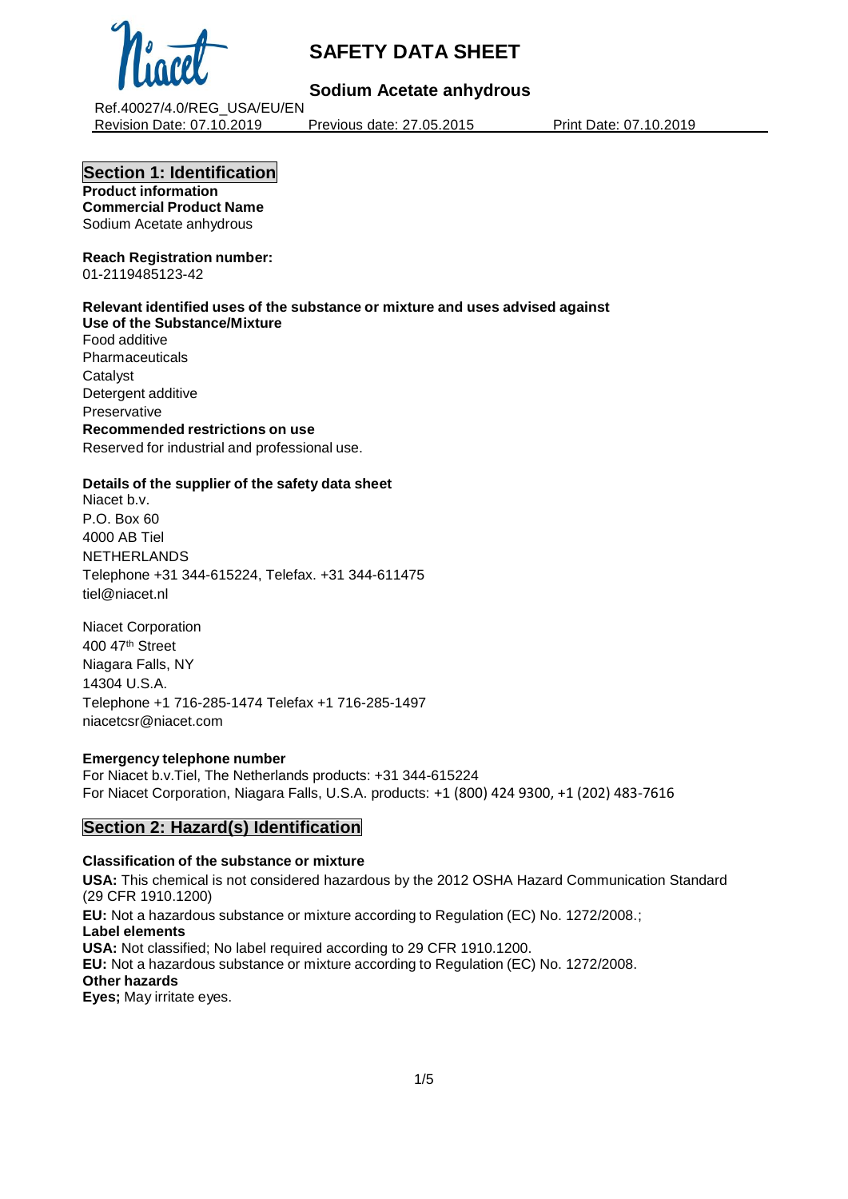# SAFETY DATA SHEET

## Sodium Acetate anhydrous

Ref.40027/4.0/REG_USA/EU/EN

Revision Date: 07.10.2019 Previous date: 27.05.2015 Print Date: 07.10.2019

## Section 1: Identification

**Product information**

**Commercial Product Name**

Sodium Acetate anhydrous

**Reach Registration number:**

01-2119485123-42

**Relevant identified uses of the substance or mixture and uses advised against**

**Use of the Substance/Mixture**

Food additive
Pharmaceuticals
Catalyst
Detergent additive
Preservative

**Recommended restrictions on use**

Reserved for industrial and professional use.

**Details of the supplier of the safety data sheet**

Niacet b.v.
P.O. Box 60
4000 AB Tiel
NETHERLANDS
Telephone +31 344-615224, Telefax. +31 344-611475
tiel@niacet.nl

Niacet Corporation
400 47th Street
Niagara Falls, NY
14304 U.S.A.
Telephone +1 716-285-1474 Telefax +1 716-285-1497
niacetcsr@niacet.com

**Emergency telephone number**

For Niacet b.v.Tiel, The Netherlands products: +31 344-615224
For Niacet Corporation, Niagara Falls, U.S.A. products: +1 (800) 424 9300, +1 (202) 483-7616

## Section 2: Hazard(s) Identification

**Classification of the substance or mixture**

**USA:** This chemical is not considered hazardous by the 2012 OSHA Hazard Communication Standard (29 CFR 1910.1200)

**EU:** Not a hazardous substance or mixture according to Regulation (EC) No. 1272/2008.;

**Label elements**

**USA:** Not classified; No label required according to 29 CFR 1910.1200.

**EU:** Not a hazardous substance or mixture according to Regulation (EC) No. 1272/2008.

**Other hazards**

**Eyes;** May irritate eyes.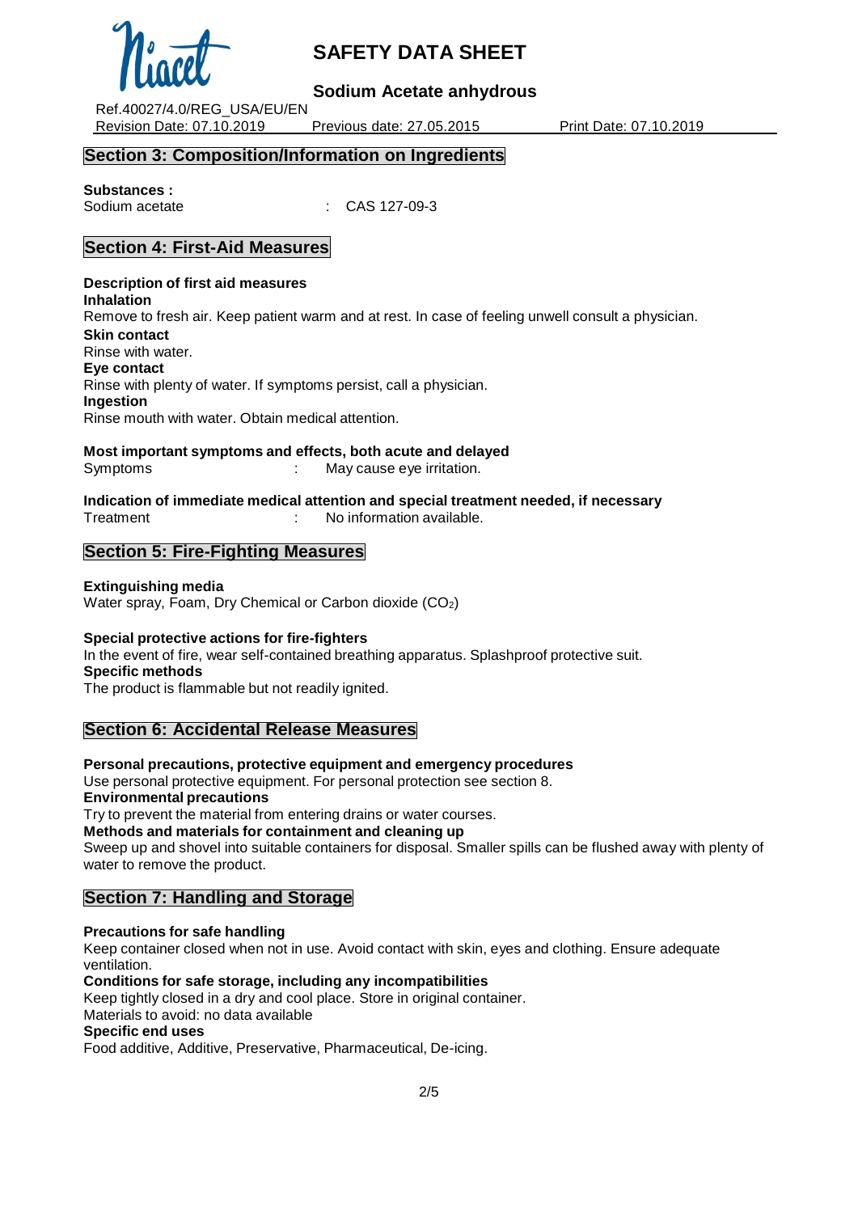## Section 3: Composition/Information on Ingredients

**Substances :**

Sodium acetate : CAS 127-09-3

## Section 4: First-Aid Measures

**Description of first aid measures**

**Inhalation**

Remove to fresh air. Keep patient warm and at rest. In case of feeling unwell consult a physician.

**Skin contact**

Rinse with water.

**Eye contact**

Rinse with plenty of water. If symptoms persist, call a physician.

**Ingestion**

Rinse mouth with water. Obtain medical attention.

**Most important symptoms and effects, both acute and delayed**

Symptoms : May cause eye irritation.

**Indication of immediate medical attention and special treatment needed, if necessary**

Treatment : No information available.

## Section 5: Fire-Fighting Measures

**Extinguishing media**

Water spray, Foam, Dry Chemical or Carbon dioxide ($CO_2$)

**Special protective actions for fire-fighters**

In the event of fire, wear self-contained breathing apparatus. Splashproof protective suit.

**Specific methods**

The product is flammable but not readily ignited.

## Section 6: Accidental Release Measures

**Personal precautions, protective equipment and emergency procedures**

Use personal protective equipment. For personal protection see section 8.

**Environmental precautions**

Try to prevent the material from entering drains or water courses.

**Methods and materials for containment and cleaning up**

Sweep up and shovel into suitable containers for disposal. Smaller spills can be flushed away with plenty of water to remove the product.

## Section 7: Handling and Storage

**Precautions for safe handling**

Keep container closed when not in use. Avoid contact with skin, eyes and clothing. Ensure adequate ventilation.

**Conditions for safe storage, including any incompatibilities**

Keep tightly closed in a dry and cool place. Store in original container.

Materials to avoid: no data available

**Specific end uses**

Food additive, Additive, Preservative, Pharmaceutical, De-icing.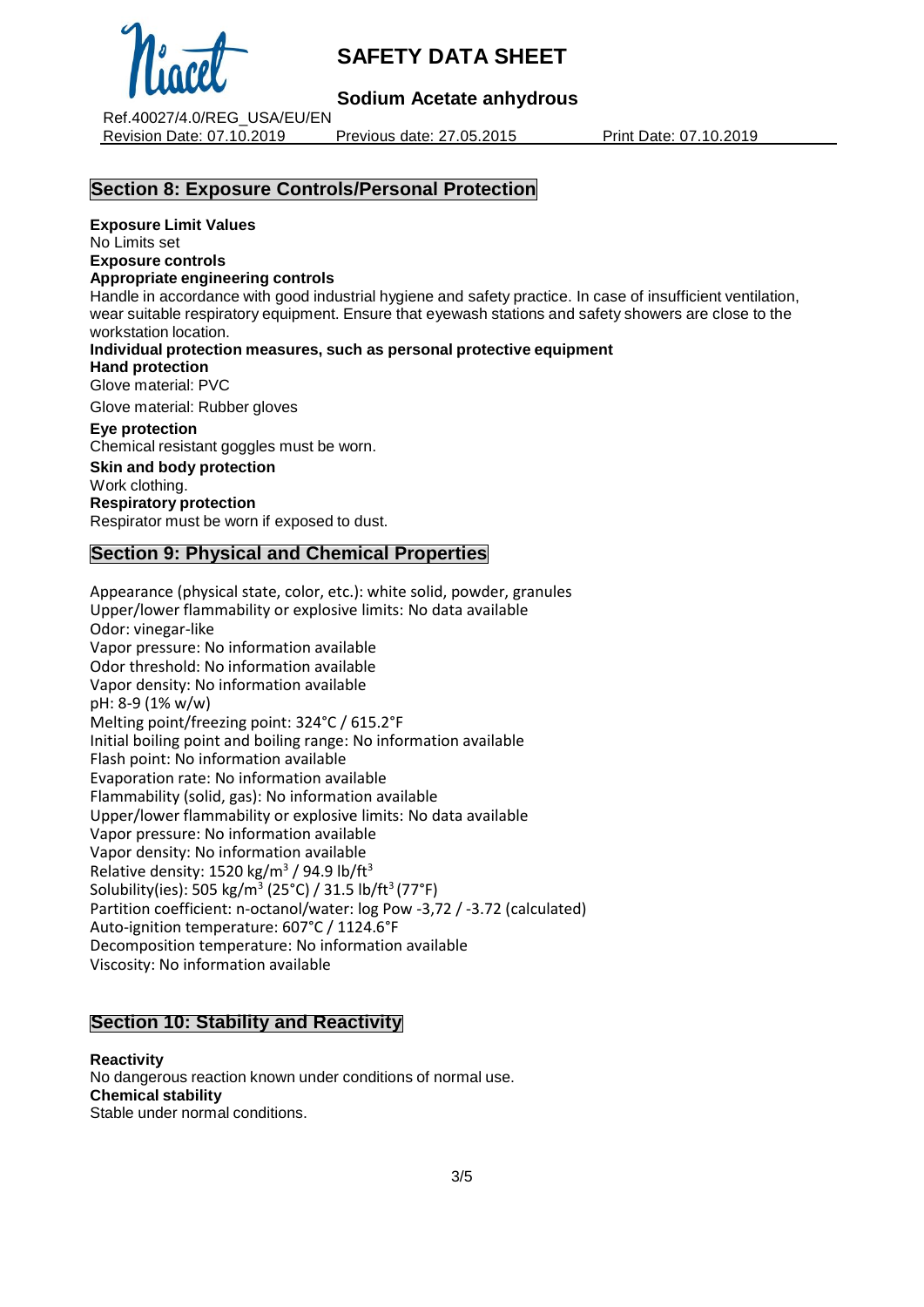## Section 8: Exposure Controls/Personal Protection

**Exposure Limit Values**
No Limits set
**Exposure controls**
**Appropriate engineering controls**
Handle in accordance with good industrial hygiene and safety practice. In case of insufficient ventilation, wear suitable respiratory equipment. Ensure that eyewash stations and safety showers are close to the workstation location.
**Individual protection measures, such as personal protective equipment**
**Hand protection**
Glove material: PVC

Glove material: Rubber gloves

**Eye protection**
Chemical resistant goggles must be worn.
**Skin and body protection**
Work clothing.
**Respiratory protection**
Respirator must be worn if exposed to dust.

## Section 9: Physical and Chemical Properties

Appearance (physical state, color, etc.): white solid, powder, granules
Upper/lower flammability or explosive limits: No data available
Odor: vinegar-like
Vapor pressure: No information available
Odor threshold: No information available
Vapor density: No information available
pH: 8-9 (1% w/w)
Melting point/freezing point: 324°C / 615.2°F
Initial boiling point and boiling range: No information available
Flash point: No information available
Evaporation rate: No information available
Flammability (solid, gas): No information available
Upper/lower flammability or explosive limits: No data available
Vapor pressure: No information available
Vapor density: No information available
Relative density: 1520 $kg/m^3$ / 94.9 $lb/ft^3$
Solubility(ies): 505 $kg/m^3$ (25°C) / 31.5 $lb/ft^3$ (77°F)
Partition coefficient: n-octanol/water: log Pow -3,72 / -3.72 (calculated)
Auto-ignition temperature: 607°C / 1124.6°F
Decomposition temperature: No information available
Viscosity: No information available

## Section 10: Stability and Reactivity

**Reactivity**
No dangerous reaction known under conditions of normal use.
**Chemical stability**
Stable under normal conditions.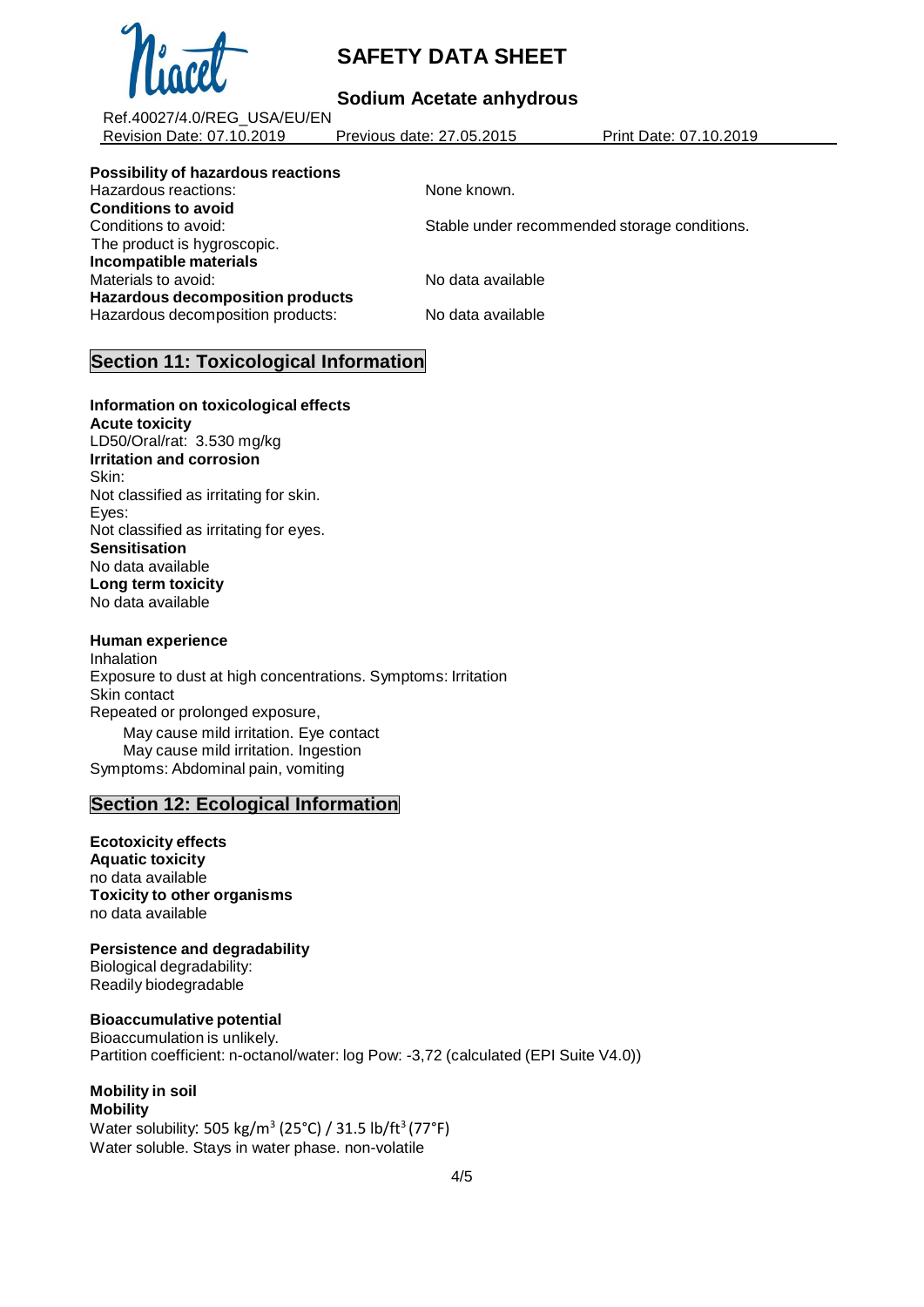**Possibility of hazardous reactions**

Hazardous reactions: None known.

**Conditions to avoid**

Conditions to avoid: Stable under recommended storage conditions.

The product is hygroscopic.

**Incompatible materials**

Materials to avoid: No data available

**Hazardous decomposition products**

Hazardous decomposition products: No data available

## Section 11: Toxicological Information

**Information on toxicological effects**

**Acute toxicity**

LD50/Oral/rat: 3.530 mg/kg

**Irritation and corrosion**

Skin:

Not classified as irritating for skin.

Eyes:

Not classified as irritating for eyes.

**Sensitisation**

No data available

**Long term toxicity**

No data available

**Human experience**

Inhalation

Exposure to dust at high concentrations. Symptoms: Irritation

Skin contact

Repeated or prolonged exposure,

May cause mild irritation. Eye contact

May cause mild irritation. Ingestion

Symptoms: Abdominal pain, vomiting

## Section 12: Ecological Information

**Ecotoxicity effects**

**Aquatic toxicity**

no data available

**Toxicity to other organisms**

no data available

**Persistence and degradability**

Biological degradability:

Readily biodegradable

**Bioaccumulative potential**

Bioaccumulation is unlikely.

Partition coefficient: n-octanol/water: log Pow: -3,72 (calculated (EPI Suite V4.0))

**Mobility in soil**

**Mobility**

Water solubility: 505 $kg/m^3$ (25°C) / 31.5 $lb/ft^3$ (77°F)

Water soluble. Stays in water phase. non-volatile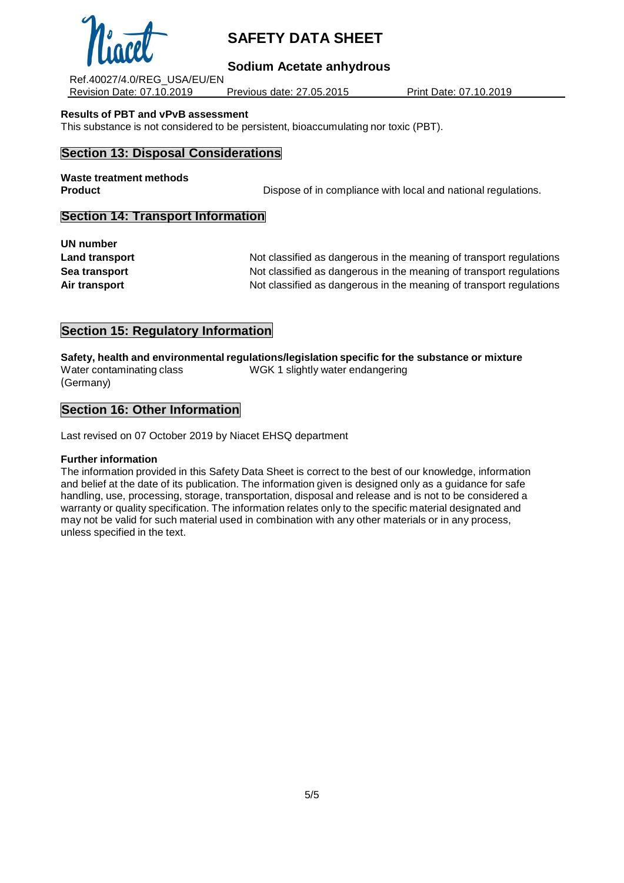**Results of PBT and vPvB assessment**
This substance is not considered to be persistent, bioaccumulating nor toxic (PBT).

## Section 13: Disposal Considerations

**Waste treatment methods**

| | |
|---|---|
| **Product** | Dispose of in compliance with local and national regulations. |

## Section 14: Transport Information

| | |
|---|---|
| **UN number** | |
| **Land transport** | Not classified as dangerous in the meaning of transport regulations |
| **Sea transport** | Not classified as dangerous in the meaning of transport regulations |
| **Air transport** | Not classified as dangerous in the meaning of transport regulations |

## Section 15: Regulatory Information

**Safety, health and environmental regulations/legislation specific for the substance or mixture**

| | |
|---|---|
| Water contaminating class (Germany) | WGK 1 slightly water endangering |

## Section 16: Other Information

Last revised on 07 October 2019 by Niacet EHSQ department

**Further information**
The information provided in this Safety Data Sheet is correct to the best of our knowledge, information and belief at the date of its publication. The information given is designed only as a guidance for safe handling, use, processing, storage, transportation, disposal and release and is not to be considered a warranty or quality specification. The information relates only to the specific material designated and may not be valid for such material used in combination with any other materials or in any process, unless specified in the text.